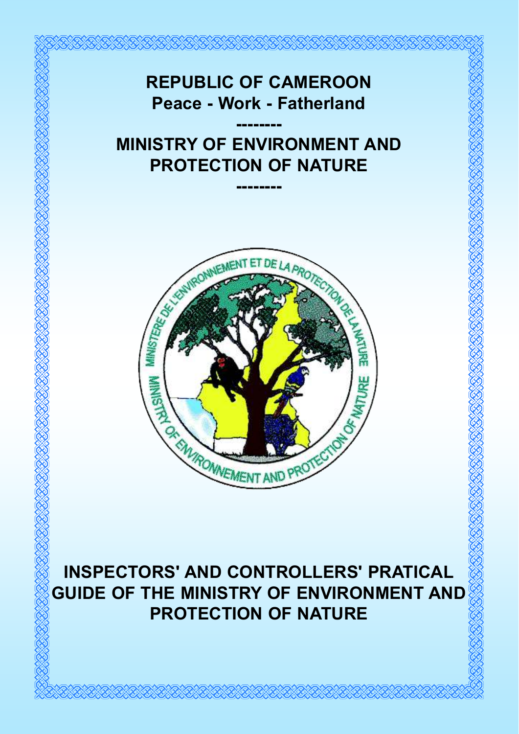# REPUBLIC OF CAMEROON

**Peace - Work - Fatherland**

--------

# MINISTRY OF ENVIRONMENT AND PROTECTION OF NATURE

--------

# INSPECTORS' AND CONTROLLERS' PRATICAL GUIDE OF THE MINISTRY OF ENVIRONMENT AND PROTECTION OF NATURE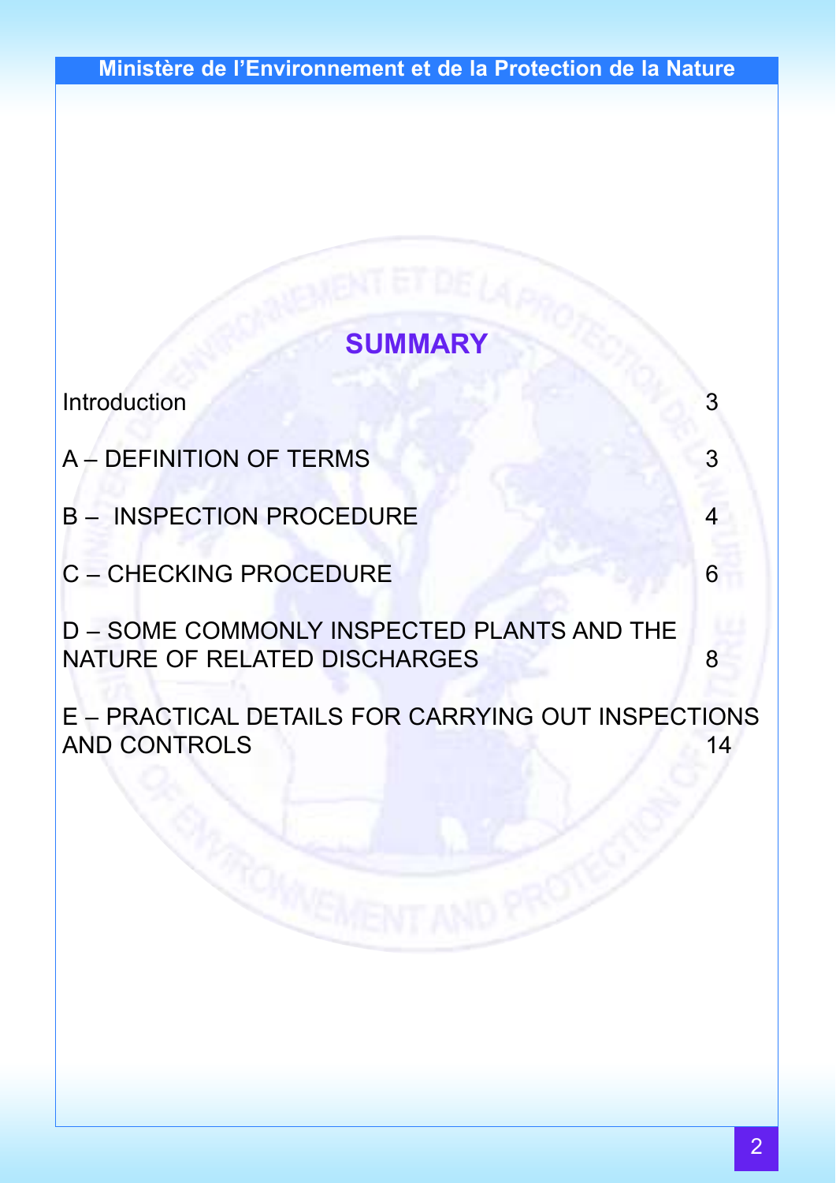## SUMMARY

| | |
|---|---|
| Introduction | 3 |
| A – DEFINITION OF TERMS | 3 |
| B – INSPECTION PROCEDURE | 4 |
| C – CHECKING PROCEDURE | 6 |
| D – SOME COMMONLY INSPECTED PLANTS AND THE NATURE OF RELATED DISCHARGES | 8 |
| E – PRACTICAL DETAILS FOR CARRYING OUT INSPECTIONS AND CONTROLS | 14 |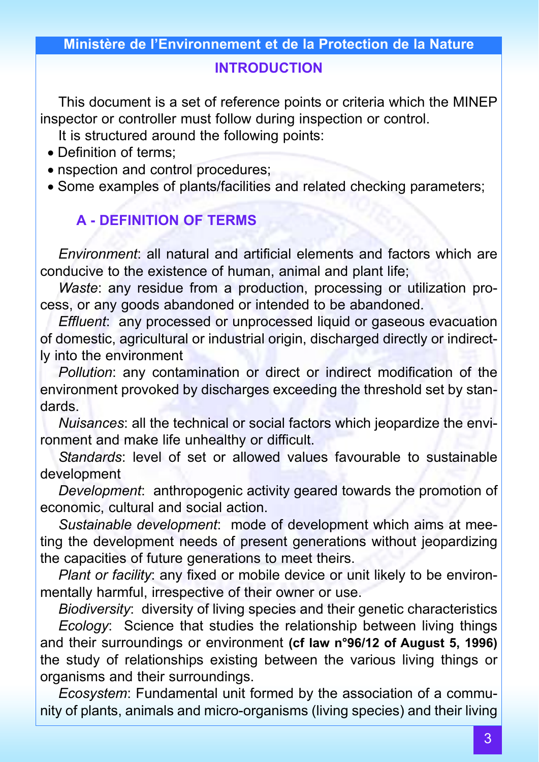## INTRODUCTION

This document is a set of reference points or criteria which the MINEP inspector or controller must follow during inspection or control.

It is structured around the following points:

- Definition of terms;
- nspection and control procedures;
- Some examples of plants/facilities and related checking parameters;

### A - DEFINITION OF TERMS

*Environment*: all natural and artificial elements and factors which are conducive to the existence of human, animal and plant life;

*Waste*: any residue from a production, processing or utilization process, or any goods abandoned or intended to be abandoned.

*Effluent*: any processed or unprocessed liquid or gaseous evacuation of domestic, agricultural or industrial origin, discharged directly or indirectly into the environment

*Pollution*: any contamination or direct or indirect modification of the environment provoked by discharges exceeding the threshold set by standards.

*Nuisances*: all the technical or social factors which jeopardize the environment and make life unhealthy or difficult.

*Standards*: level of set or allowed values favourable to sustainable development

*Development*: anthropogenic activity geared towards the promotion of economic, cultural and social action.

*Sustainable development*: mode of development which aims at meeting the development needs of present generations without jeopardizing the capacities of future generations to meet theirs.

*Plant or facility*: any fixed or mobile device or unit likely to be environmentally harmful, irrespective of their owner or use.

*Biodiversity*: diversity of living species and their genetic characteristics

*Ecology*: Science that studies the relationship between living things and their surroundings or environment **(cf law n°96/12 of August 5, 1996)** the study of relationships existing between the various living things or organisms and their surroundings.

*Ecosystem*: Fundamental unit formed by the association of a community of plants, animals and micro-organisms (living species) and their living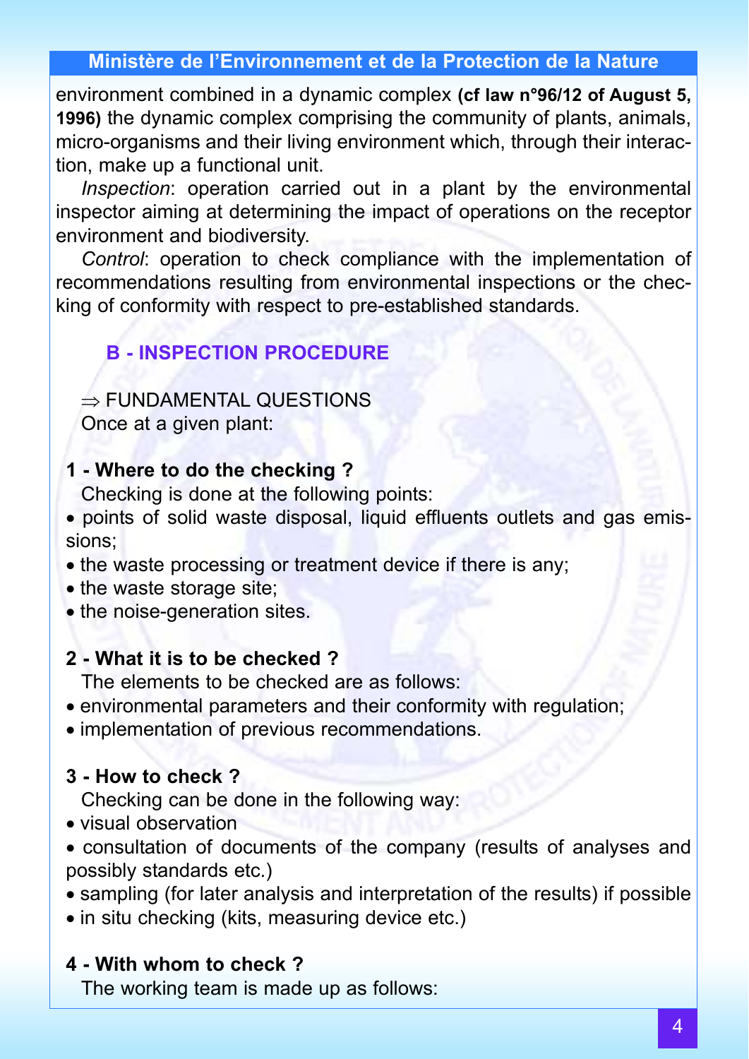environment combined in a dynamic complex **(cf law n°96/12 of August 5, 1996)** the dynamic complex comprising the community of plants, animals, micro-organisms and their living environment which, through their interaction, make up a functional unit.

*Inspection*: operation carried out in a plant by the environmental inspector aiming at determining the impact of operations on the receptor environment and biodiversity.

*Control*: operation to check compliance with the implementation of recommendations resulting from environmental inspections or the checking of conformity with respect to pre-established standards.

## B - INSPECTION PROCEDURE

⇒ FUNDAMENTAL QUESTIONS

Once at a given plant:

**1 - Where to do the checking ?**

Checking is done at the following points:

- points of solid waste disposal, liquid effluents outlets and gas emissions;
- the waste processing or treatment device if there is any;
- the waste storage site;
- the noise-generation sites.

**2 - What it is to be checked ?**

The elements to be checked are as follows:

- environmental parameters and their conformity with regulation;
- implementation of previous recommendations.

**3 - How to check ?**

Checking can be done in the following way:

- visual observation
- consultation of documents of the company (results of analyses and possibly standards etc.)
- sampling (for later analysis and interpretation of the results) if possible
- in situ checking (kits, measuring device etc.)

**4 - With whom to check ?**

The working team is made up as follows: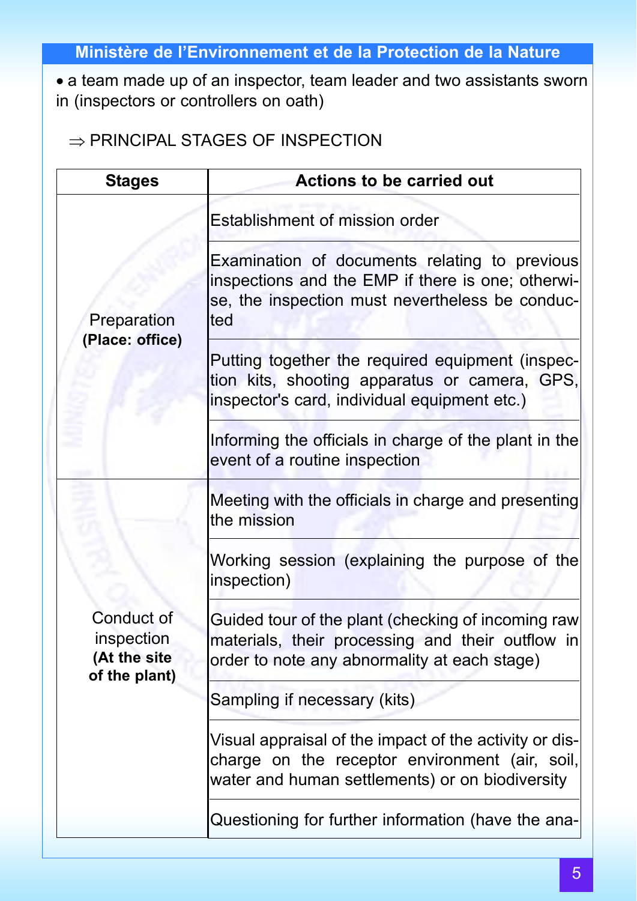- a team made up of an inspector, team leader and two assistants sworn in (inspectors or controllers on oath)

⇒ PRINCIPAL STAGES OF INSPECTION

| Stages | Actions to be carried out |
|---|---|
| Preparation **(Place: office)** | Establishment of mission order |
| | Examination of documents relating to previous inspections and the EMP if there is one; otherwise, the inspection must nevertheless be conducted |
| | Putting together the required equipment (inspection kits, shooting apparatus or camera, GPS, inspector's card, individual equipment etc.) |
| | Informing the officials in charge of the plant in the event of a routine inspection |
| Conduct of inspection **(At the site of the plant)** | Meeting with the officials in charge and presenting the mission |
| | Working session (explaining the purpose of the inspection) |
| | Guided tour of the plant (checking of incoming raw materials, their processing and their outflow in order to note any abnormality at each stage) |
| | Sampling if necessary (kits) |
| | Visual appraisal of the impact of the activity or discharge on the receptor environment (air, soil, water and human settlements) or on biodiversity |
| | Questioning for further information (have the ana- |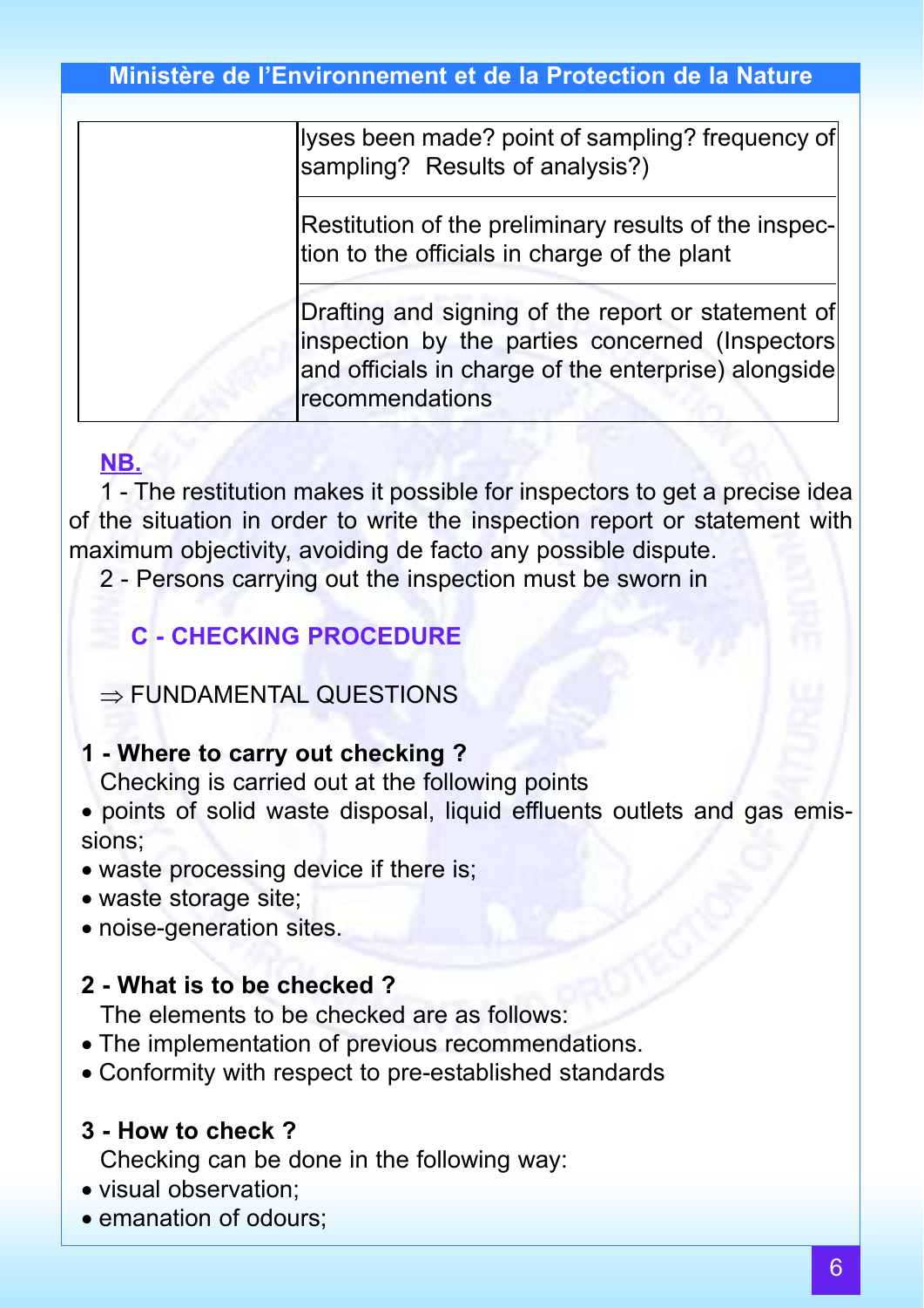| | |
|---|---|
| | lyses been made? point of sampling? frequency of sampling?  Results of analysis?) |
| | Restitution of the preliminary results of the inspection to the officials in charge of the plant |
| | Drafting and signing of the report or statement of inspection by the parties concerned (Inspectors and officials in charge of the enterprise) alongside recommendations |

**NB.**

1 - The restitution makes it possible for inspectors to get a precise idea of the situation in order to write the inspection report or statement with maximum objectivity, avoiding de facto any possible dispute.

2 - Persons carrying out the inspection must be sworn in

## C - CHECKING PROCEDURE

⇒ FUNDAMENTAL QUESTIONS

**1 - Where to carry out checking ?**

Checking is carried out at the following points

- points of solid waste disposal, liquid effluents outlets and gas emissions;
- waste processing device if there is;
- waste storage site;
- noise-generation sites.

**2 - What is to be checked ?**

The elements to be checked are as follows:

- The implementation of previous recommendations.
- Conformity with respect to pre-established standards

**3 - How to check ?**

Checking can be done in the following way:

- visual observation;
- emanation of odours;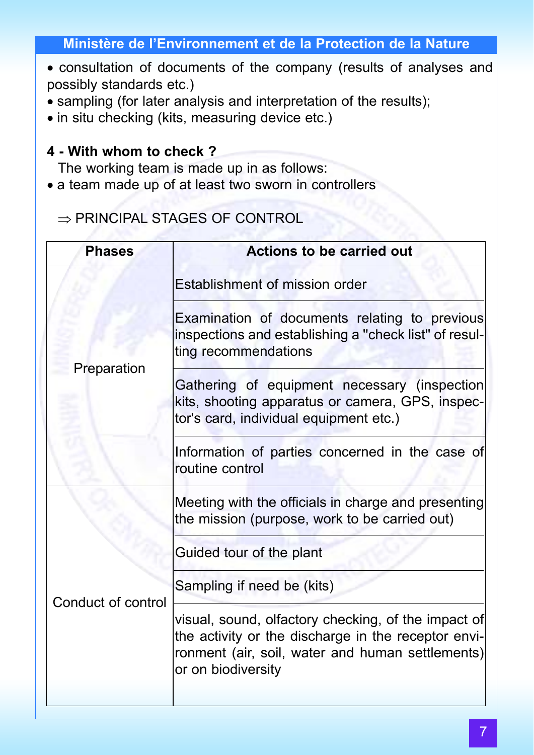- consultation of documents of the company (results of analyses and possibly standards etc.)
- sampling (for later analysis and interpretation of the results);
- in situ checking (kits, measuring device etc.)

**4 - With whom to check ?**

The working team is made up in as follows:

- a team made up of at least two sworn in controllers

⇒ PRINCIPAL STAGES OF CONTROL

| Phases | Actions to be carried out |
|---|---|
| Preparation | Establishment of mission order |
| | Examination of documents relating to previous inspections and establishing a "check list" of resulting recommendations |
| | Gathering of equipment necessary (inspection kits, shooting apparatus or camera, GPS, inspector's card, individual equipment etc.) |
| | Information of parties concerned in the case of routine control |
| Conduct of control | Meeting with the officials in charge and presenting the mission (purpose, work to be carried out) |
| | Guided tour of the plant |
| | Sampling if need be (kits) |
| | visual, sound, olfactory checking, of the impact of the activity or the discharge in the receptor environment (air, soil, water and human settlements) or on biodiversity |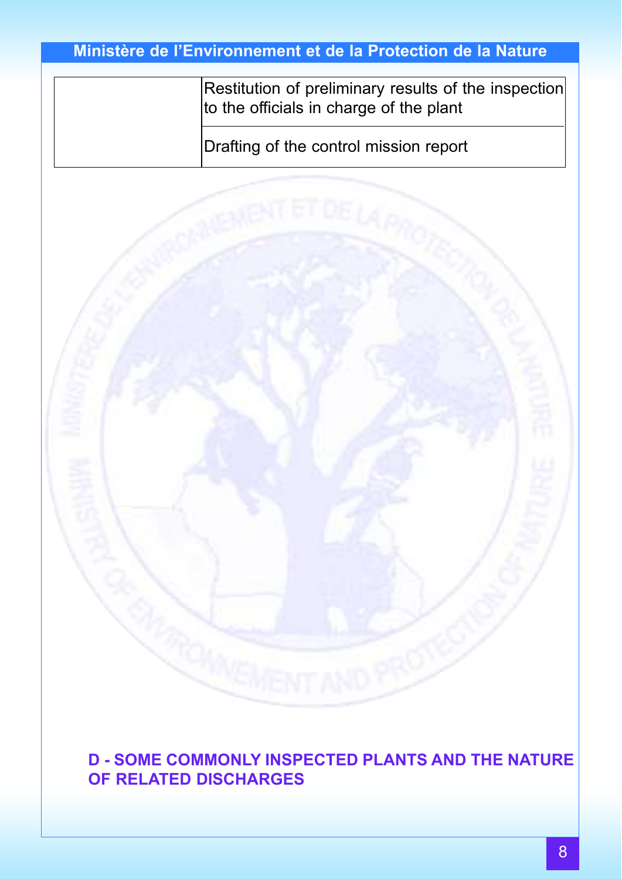| | |
|---|---|
| | Restitution of preliminary results of the inspection to the officials in charge of the plant |
| | Drafting of the control mission report |

## D - SOME COMMONLY INSPECTED PLANTS AND THE NATURE OF RELATED DISCHARGES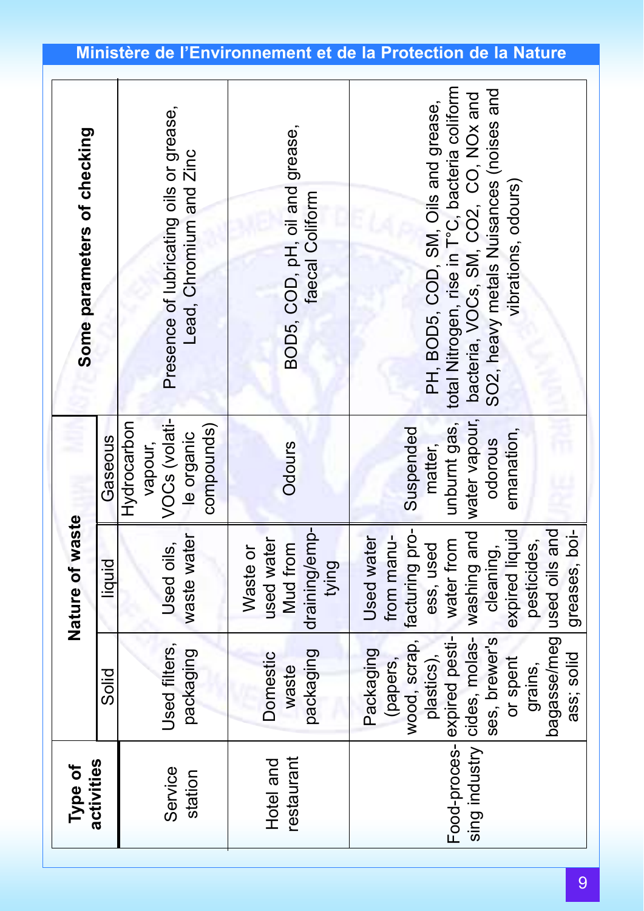| Type of activities | Nature of waste | | | Some parameters of checking |
|---|---|---|---|---|
| | Solid | liquid | Gaseous | |
| Service station | Used filters, packaging | Used oils, waste water | Hydrocarbon vapour, VOCs (volatile organic compounds) | Presence of lubricating oils or grease, Lead, Chromium and Zinc |
| Hotel and restaurant | Domestic waste packaging | Waste or used water Mud from draining/emptying | Odours | BOD5, COD, pH, oil and grease, faecal Coliform |
| Food-processing industry | Packaging (papers, wood, scrap, plastics), expired pesticides, molasses, brewer's or spent grains, bagasse/megass; solid | Used water from manufacturing process, used water from washing and cleaning, expired liquid pesticides, used oils and greases, boi- | Suspended matter, unburnt gas, water vapour, odorous emanation, | PH, BOD5, COD, SM, Oils and grease, total Nitrogen, rise in T°C, bacteria coliform bacteria, VOCs, SM, $CO_2$, CO, NOx and $SO_2$, heavy metals Nuisances (noises and vibrations, odours) |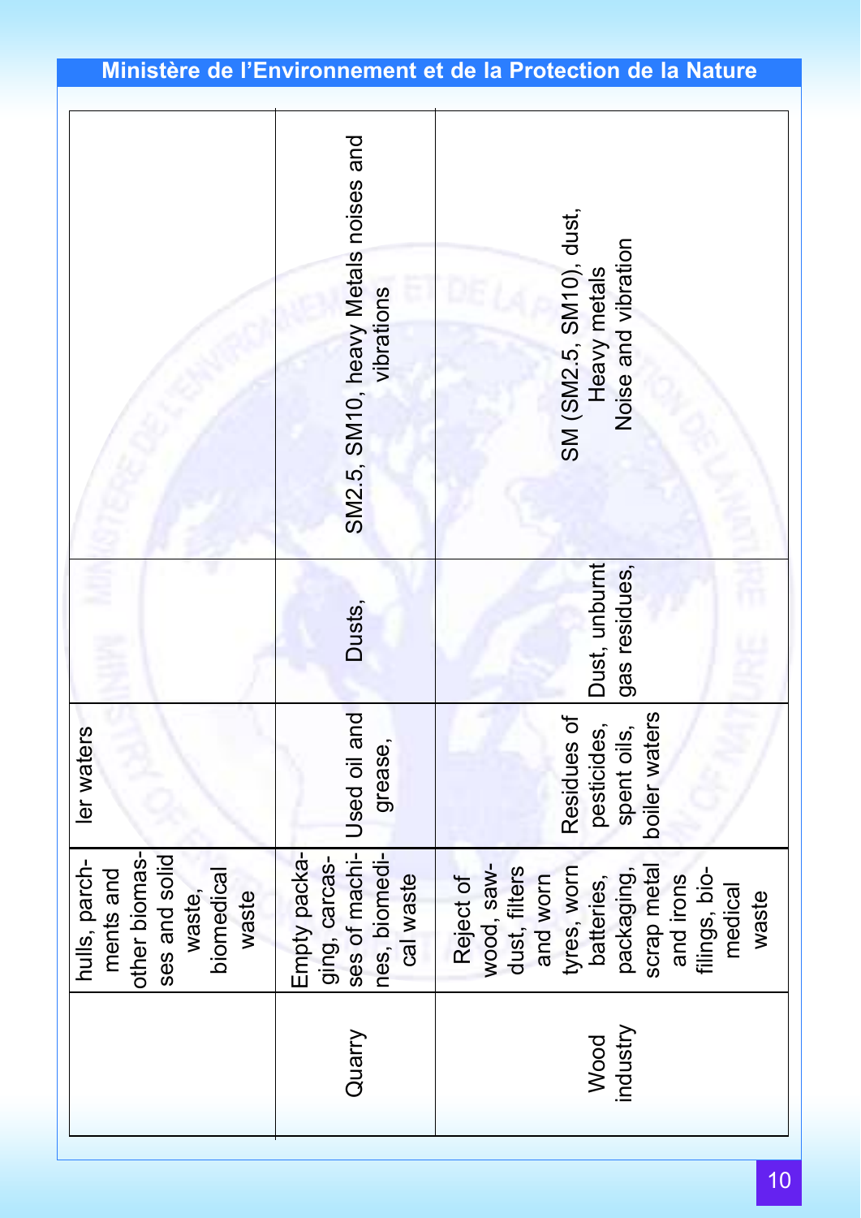| | | | | |
|---|---|---|---|---|
| | hulls, parchments and other biomasses and solid waste, biomedical waste | ler waters | | |
| Quarry | Empty packaging, carcasses of machines, biomedical waste | Used oil and grease, | Dusts, | SM2.5, SM10, heavy Metals noises and vibrations |
| Wood industry | Reject of wood, sawdust, filters and worn tyres, worn batteries, packaging, scrap metal and irons filings, biomedical waste | Residues of pesticides, spent oils, boiler waters | Dust, unburnt gas residues, | SM (SM2.5, SM10), dust, Heavy metals Noise and vibration |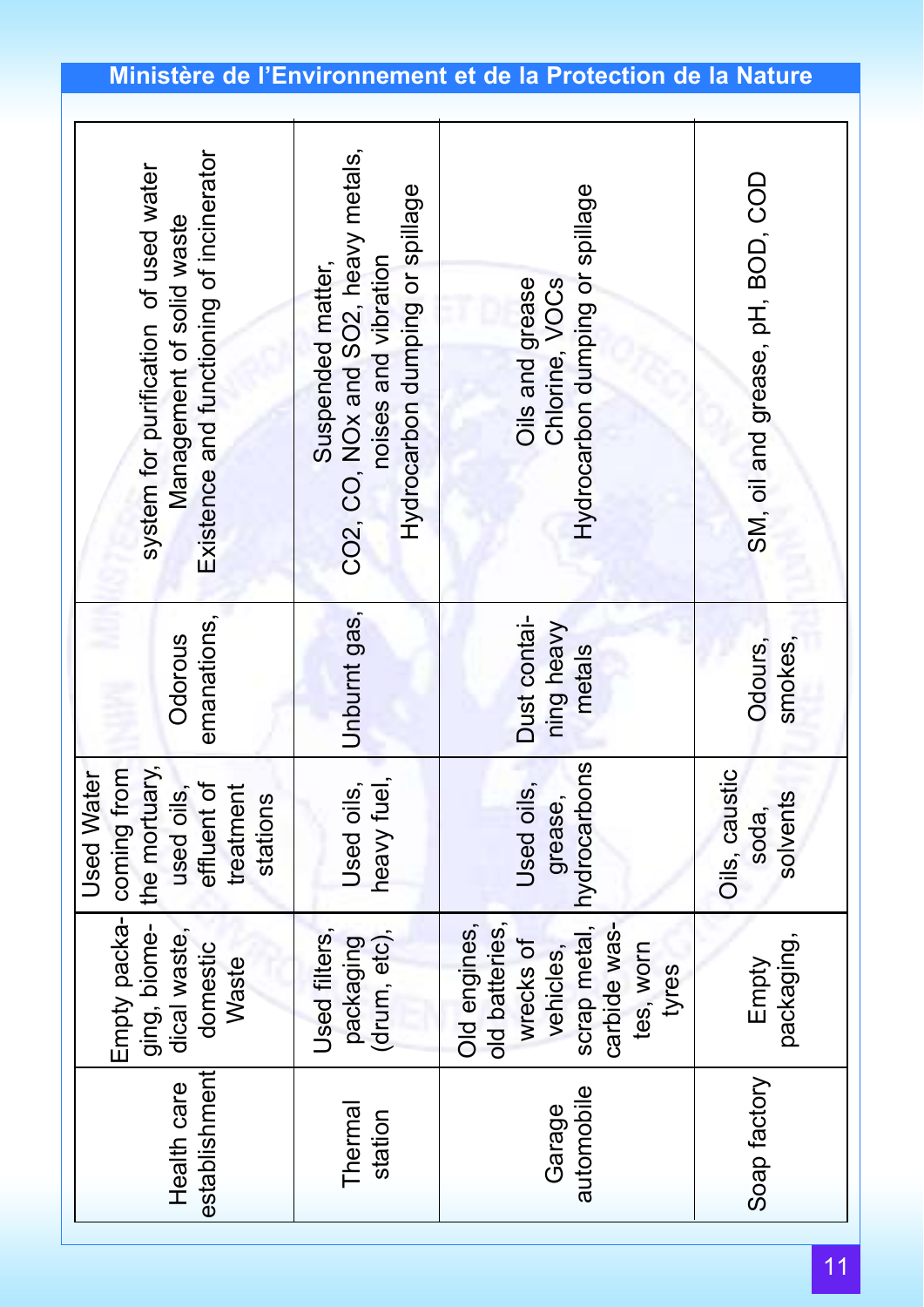| | | | | |
|---|---|---|---|---|
| Health care establishment | Empty packaging, biomedical waste, domestic Waste | Used Water coming from the mortuary, used oils, effluent of treatment stations | Odorous emanations, | system for purification of used water<br>Management of solid waste<br>Existence and functioning of incinerator |
| Thermal station | Used filters, packaging (drum, etc), | Used oils, heavy fuel, | Unburnt gas, | Suspended matter,<br>$CO_2$, CO, NOx and $SO_2$, heavy metals,<br>noises and vibration<br>Hydrocarbon dumping or spillage |
| Garage automobile | Old engines, old batteries, wrecks of vehicles, scrap metal, carbide wastes, worn tyres | Used oils, grease, hydrocarbons | Dust containing heavy metals | Oils and grease<br>Chlorine, VOCs<br>Hydrocarbon dumping or spillage |
| Soap factory | Empty packaging, | Oils, caustic soda, solvents | Odours, smokes, | SM, oil and grease, pH, BOD, COD |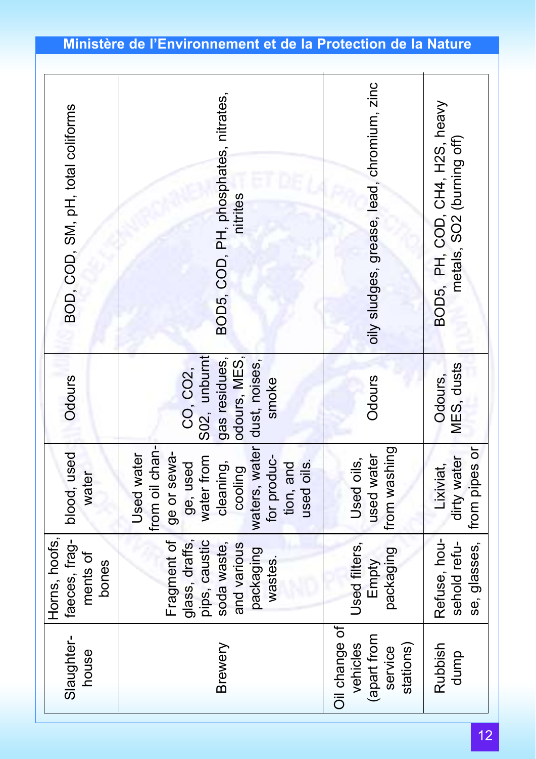| | | | | |
|---|---|---|---|---|
| Slaughter-house | Horns, hoofs, faeces, fragments of bones | blood, used water | Odours | BOD, COD, SM, pH, total coliforms |
| Brewery | Fragment of glass, draffs, pips, caustic soda waste, and various packaging wastes. | Used water from oil change or sewage, used water from cleaning, cooling waters, water for production, and used oils. | CO, $CO_2$, S02, unburnt gas residues, odours, MES, dust, noises, smoke | BOD5, COD, PH, phosphates, nitrates, nitrites |
| Oil change of vehicles (apart from service stations) | Used filters, Empty packaging | Used oils, used water from washing | Odours | oily sludges, grease, lead, chromium, zinc |
| Rubbish dump | Refuse, household refuse, glasses, | Lixiviat, dirty water from pipes or | Odours, MES, dusts | BOD5, PH, COD, $CH_4$, $H_2S$, heavy metals, $SO_2$ (burning off) |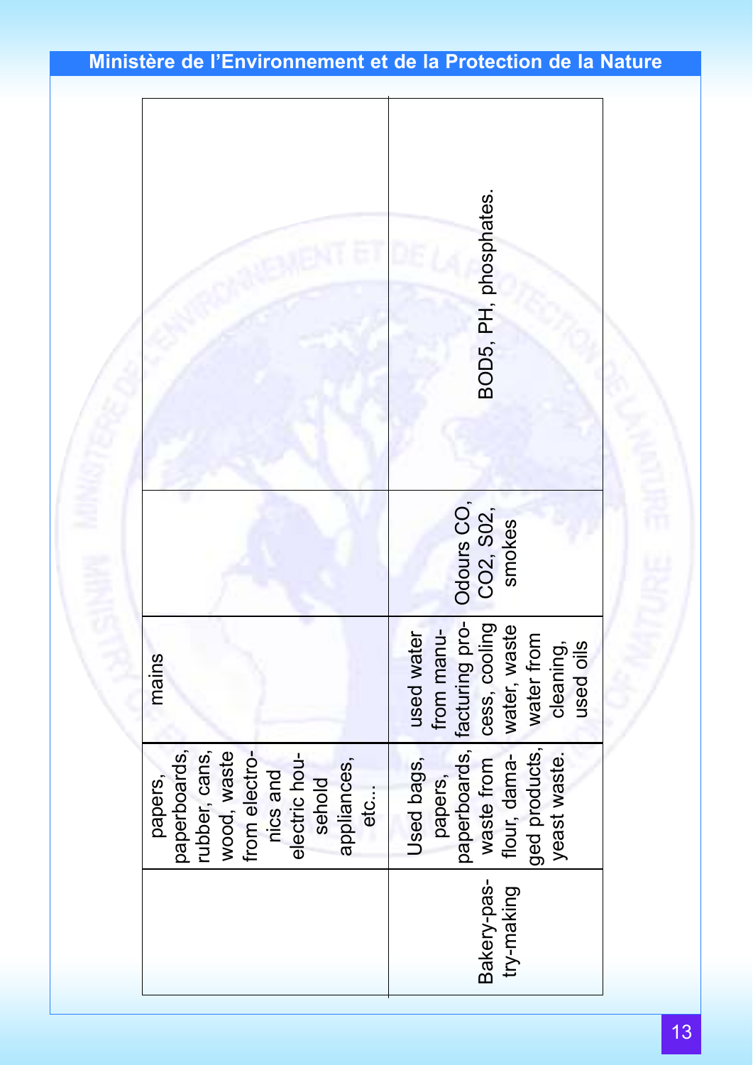| | | | | |
|---|---|---|---|---|
| | papers, paperboards, rubber, cans, wood, waste from electronics and electric household appliances, etc... | mains | | |
| Bakery-pastry-making | Used bags, papers, paperboards, waste from flour, damaged products, yeast waste. | used water from manufacturing process, cooling water, waste water from cleaning, used oils | Odours CO, $CO_2$, S02, smokes | BOD5, PH, phosphates. |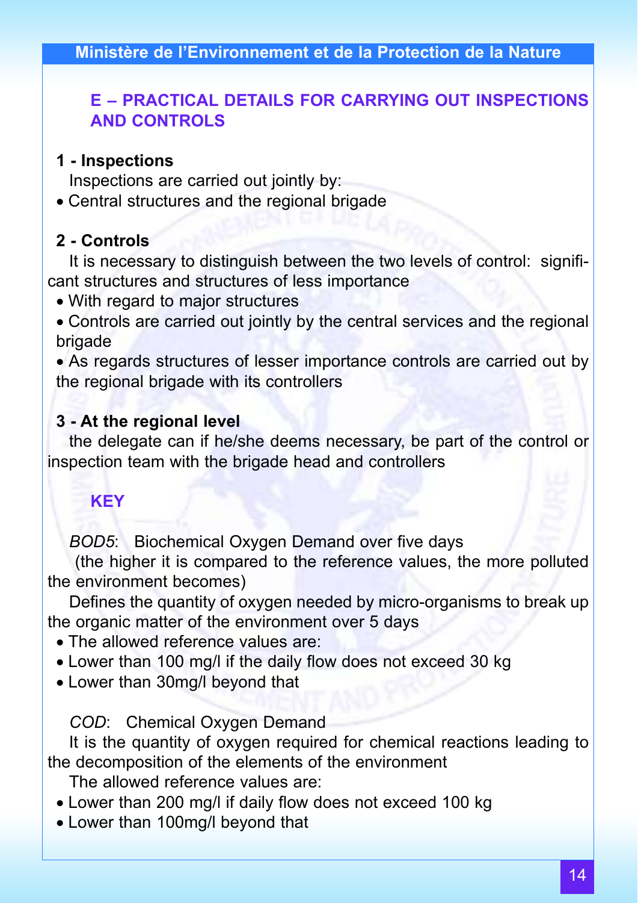## E – PRACTICAL DETAILS FOR CARRYING OUT INSPECTIONS AND CONTROLS

**1 - Inspections**

Inspections are carried out jointly by:

- Central structures and the regional brigade

**2 - Controls**

It is necessary to distinguish between the two levels of control: significant structures and structures of less importance

- With regard to major structures
- Controls are carried out jointly by the central services and the regional brigade
- As regards structures of lesser importance controls are carried out by the regional brigade with its controllers

**3 - At the regional level**

the delegate can if he/she deems necessary, be part of the control or inspection team with the brigade head and controllers

### KEY

*BOD5*: Biochemical Oxygen Demand over five days

(the higher it is compared to the reference values, the more polluted the environment becomes)

Defines the quantity of oxygen needed by micro-organisms to break up the organic matter of the environment over 5 days

- The allowed reference values are:
- Lower than 100 mg/l if the daily flow does not exceed 30 kg
- Lower than 30mg/l beyond that

*COD*: Chemical Oxygen Demand

It is the quantity of oxygen required for chemical reactions leading to the decomposition of the elements of the environment

The allowed reference values are:

- Lower than 200 mg/l if daily flow does not exceed 100 kg
- Lower than 100mg/l beyond that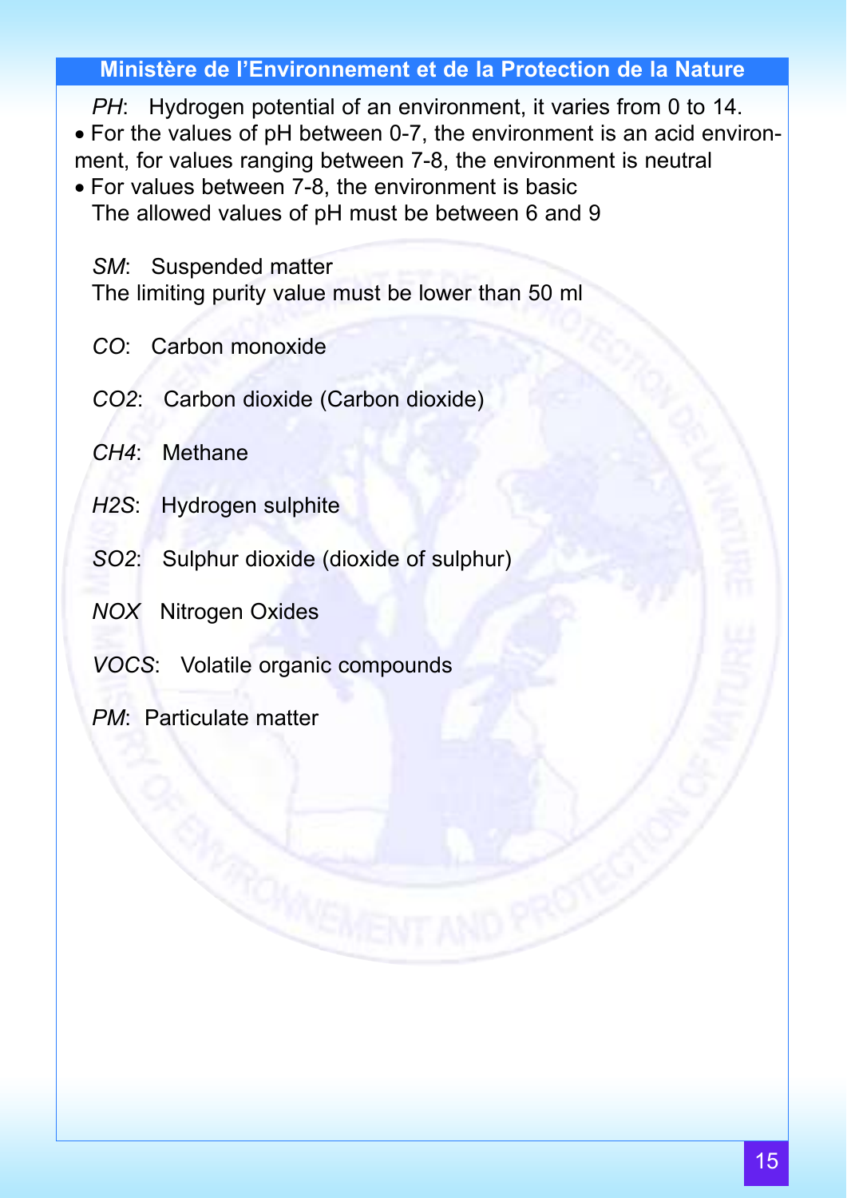*PH*: Hydrogen potential of an environment, it varies from 0 to 14.

- For the values of pH between 0-7, the environment is an acid environment, for values ranging between 7-8, the environment is neutral
- For values between 7-8, the environment is basic

The allowed values of pH must be between 6 and 9

*SM*: Suspended matter

The limiting purity value must be lower than 50 ml

*CO*: Carbon monoxide

*CO2*: Carbon dioxide (Carbon dioxide)

*CH4*: Methane

*H2S*: Hydrogen sulphite

*SO2*: Sulphur dioxide (dioxide of sulphur)

*NOX* Nitrogen Oxides

*VOCS*: Volatile organic compounds

*PM*: Particulate matter